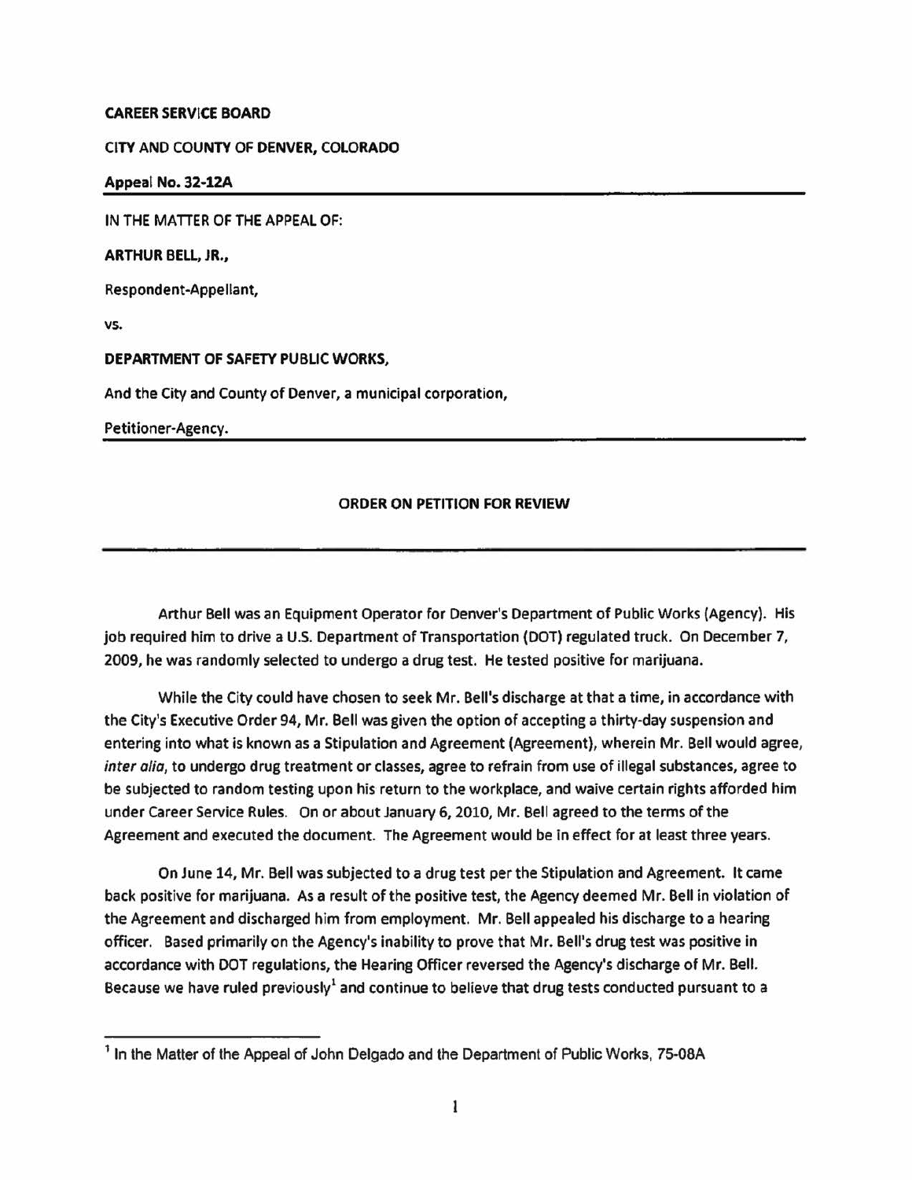**CAREER SERVICE BOARD**

**CITY AND COUNTY OF DENVER, COLORADO**

**Appeal No. 32-12A**

---

IN THE MATTER OF THE APPEAL OF:

**ARTHUR BELL, JR.,**

Respondent-Appellant,

vs.

**DEPARTMENT OF SAFETY PUBLIC WORKS,**

And the City and County of Denver, a municipal corporation,

Petitioner-Agency.

---

**ORDER ON PETITION FOR REVIEW**

---

Arthur Bell was an Equipment Operator for Denver's Department of Public Works (Agency). His job required him to drive a U.S. Department of Transportation (DOT) regulated truck. On December 7, 2009, he was randomly selected to undergo a drug test. He tested positive for marijuana.

While the City could have chosen to seek Mr. Bell's discharge at that a time, in accordance with the City's Executive Order 94, Mr. Bell was given the option of accepting a thirty-day suspension and entering into what is known as a Stipulation and Agreement (Agreement), wherein Mr. Bell would agree, *inter alia*, to undergo drug treatment or classes, agree to refrain from use of illegal substances, agree to be subjected to random testing upon his return to the workplace, and waive certain rights afforded him under Career Service Rules. On or about January 6, 2010, Mr. Bell agreed to the terms of the Agreement and executed the document. The Agreement would be in effect for at least three years.

On June 14, Mr. Bell was subjected to a drug test per the Stipulation and Agreement. It came back positive for marijuana. As a result of the positive test, the Agency deemed Mr. Bell in violation of the Agreement and discharged him from employment. Mr. Bell appealed his discharge to a hearing officer. Based primarily on the Agency's inability to prove that Mr. Bell's drug test was positive in accordance with DOT regulations, the Hearing Officer reversed the Agency's discharge of Mr. Bell. Because we have ruled previously[1] and continue to believe that drug tests conducted pursuant to a

---

[1] In the Matter of the Appeal of John Delgado and the Department of Public Works, 75-08A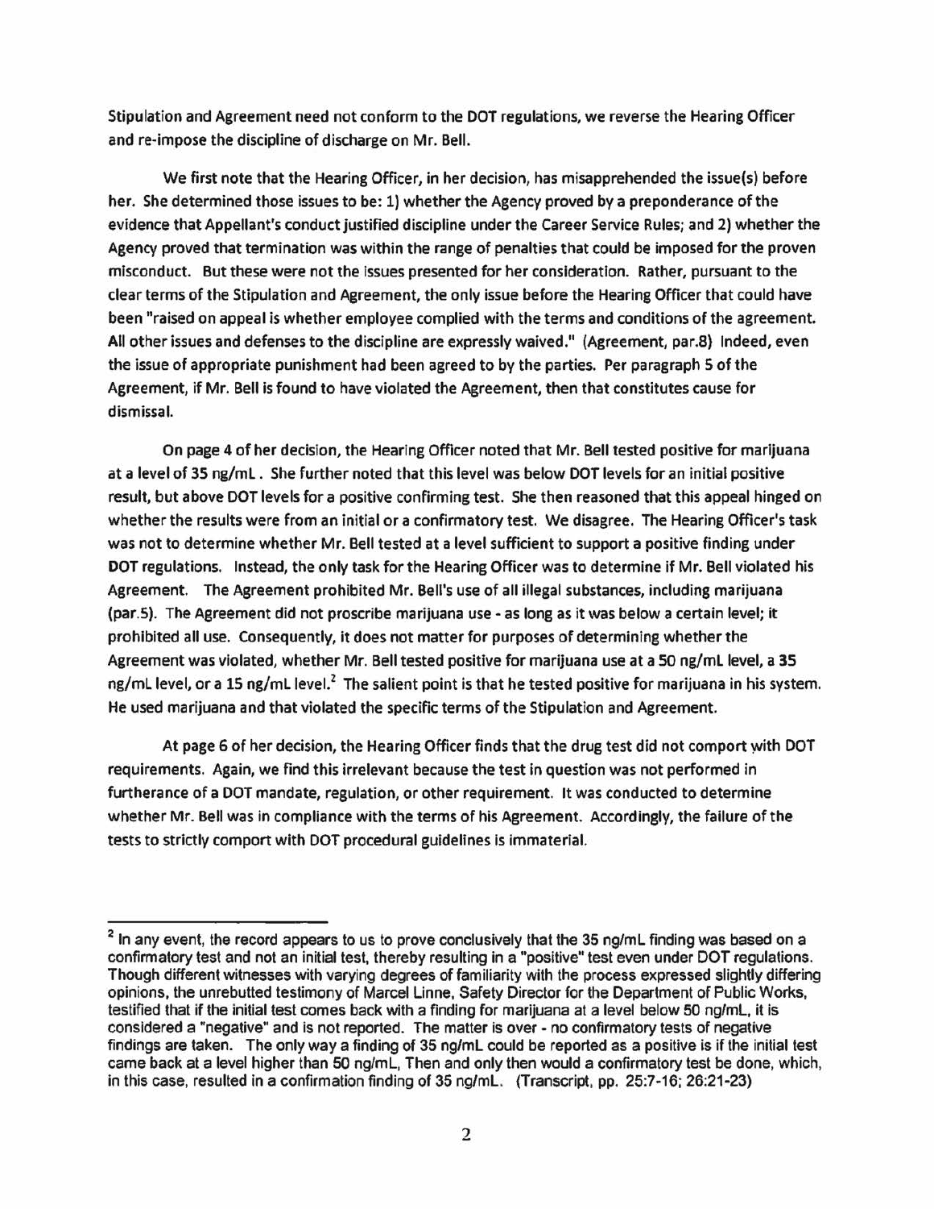Stipulation and Agreement need not conform to the DOT regulations, we reverse the Hearing Officer and re-impose the discipline of discharge on Mr. Bell.

We first note that the Hearing Officer, in her decision, has misapprehended the issue(s) before her. She determined those issues to be: 1) whether the Agency proved by a preponderance of the evidence that Appellant's conduct justified discipline under the Career Service Rules; and 2) whether the Agency proved that termination was within the range of penalties that could be imposed for the proven misconduct. But these were not the issues presented for her consideration. Rather, pursuant to the clear terms of the Stipulation and Agreement, the only issue before the Hearing Officer that could have been "raised on appeal is whether employee complied with the terms and conditions of the agreement. All other issues and defenses to the discipline are expressly waived." (Agreement, par.8) Indeed, even the issue of appropriate punishment had been agreed to by the parties. Per paragraph 5 of the Agreement, if Mr. Bell is found to have violated the Agreement, then that constitutes cause for dismissal.

On page 4 of her decision, the Hearing Officer noted that Mr. Bell tested positive for marijuana at a level of 35 ng/mL. She further noted that this level was below DOT levels for an initial positive result, but above DOT levels for a positive confirming test. She then reasoned that this appeal hinged on whether the results were from an initial or a confirmatory test. We disagree. The Hearing Officer's task was not to determine whether Mr. Bell tested at a level sufficient to support a positive finding under DOT regulations. Instead, the only task for the Hearing Officer was to determine if Mr. Bell violated his Agreement. The Agreement prohibited Mr. Bell's use of all illegal substances, including marijuana (par.5). The Agreement did not proscribe marijuana use - as long as it was below a certain level; it prohibited all use. Consequently, it does not matter for purposes of determining whether the Agreement was violated, whether Mr. Bell tested positive for marijuana use at a 50 ng/mL level, a 35 ng/mL level, or a 15 ng/mL level.[2] The salient point is that he tested positive for marijuana in his system. He used marijuana and that violated the specific terms of the Stipulation and Agreement.

At page 6 of her decision, the Hearing Officer finds that the drug test did not comport with DOT requirements. Again, we find this irrelevant because the test in question was not performed in furtherance of a DOT mandate, regulation, or other requirement. It was conducted to determine whether Mr. Bell was in compliance with the terms of his Agreement. Accordingly, the failure of the tests to strictly comport with DOT procedural guidelines is immaterial.

---

[2] In any event, the record appears to us to prove conclusively that the 35 ng/mL finding was based on a confirmatory test and not an initial test, thereby resulting in a "positive" test even under DOT regulations. Though different witnesses with varying degrees of familiarity with the process expressed slightly differing opinions, the unrebutted testimony of Marcel Linne, Safety Director for the Department of Public Works, testified that if the initial test comes back with a finding for marijuana at a level below 50 ng/mL, it is considered a "negative" and is not reported. The matter is over - no confirmatory tests of negative findings are taken. The only way a finding of 35 ng/mL could be reported as a positive is if the initial test came back at a level higher than 50 ng/mL, Then and only then would a confirmatory test be done, which, in this case, resulted in a confirmation finding of 35 ng/mL. (Transcript, pp. 25:7-16; 26:21-23)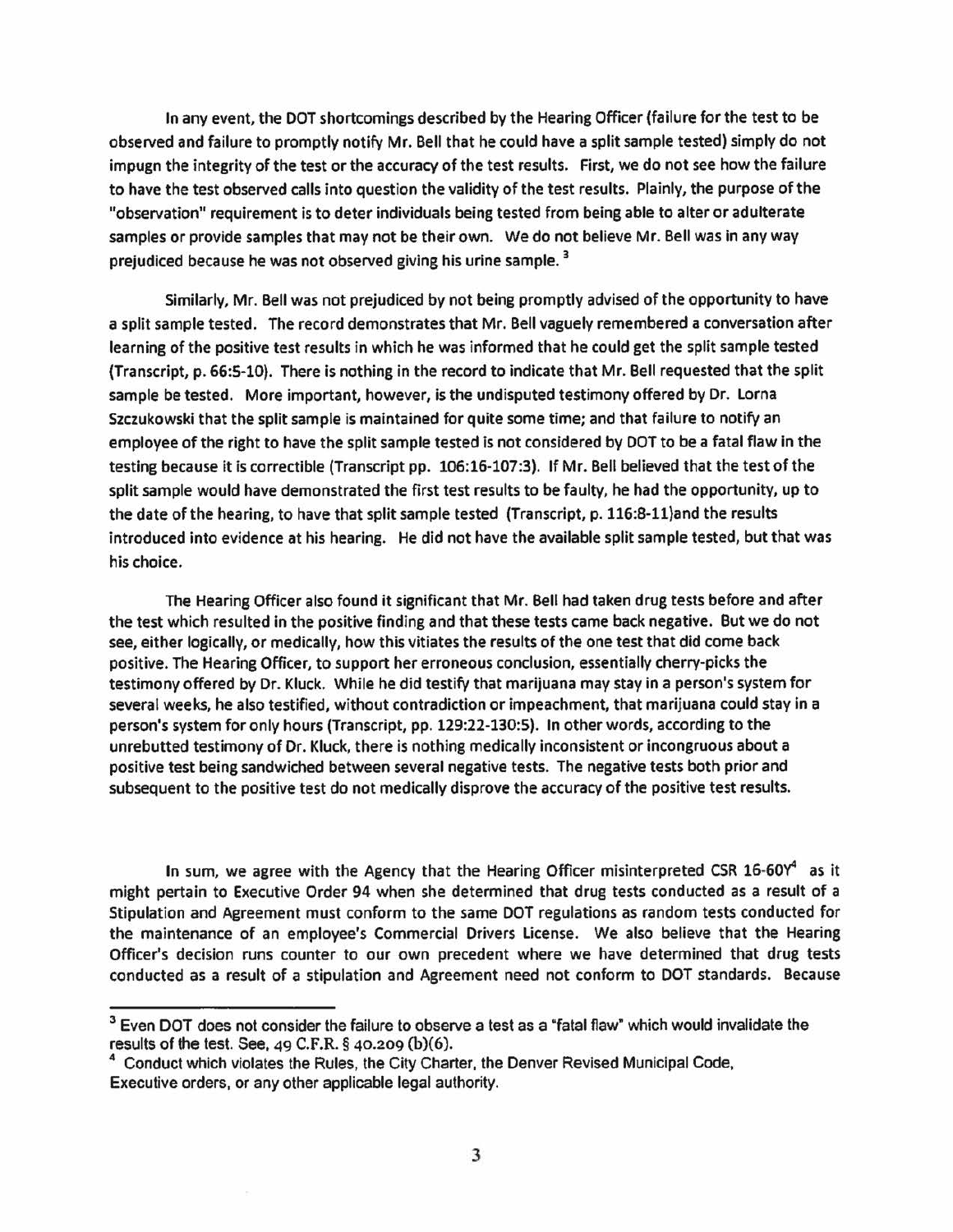In any event, the DOT shortcomings described by the Hearing Officer (failure for the test to be observed and failure to promptly notify Mr. Bell that he could have a split sample tested) simply do not impugn the integrity of the test or the accuracy of the test results. First, we do not see how the failure to have the test observed calls into question the validity of the test results. Plainly, the purpose of the "observation" requirement is to deter individuals being tested from being able to alter or adulterate samples or provide samples that may not be their own. We do not believe Mr. Bell was in any way prejudiced because he was not observed giving his urine sample. [3]

Similarly, Mr. Bell was not prejudiced by not being promptly advised of the opportunity to have a split sample tested. The record demonstrates that Mr. Bell vaguely remembered a conversation after learning of the positive test results in which he was informed that he could get the split sample tested (Transcript, p. 66:5-10). There is nothing in the record to indicate that Mr. Bell requested that the split sample be tested. More important, however, is the undisputed testimony offered by Dr. Lorna Szczukowski that the split sample is maintained for quite some time; and that failure to notify an employee of the right to have the split sample tested is not considered by DOT to be a fatal flaw in the testing because it is correctible (Transcript pp. 106:16-107:3). If Mr. Bell believed that the test of the split sample would have demonstrated the first test results to be faulty, he had the opportunity, up to the date of the hearing, to have that split sample tested (Transcript, p. 116:8-11)and the results introduced into evidence at his hearing. He did not have the available split sample tested, but that was his choice.

The Hearing Officer also found it significant that Mr. Bell had taken drug tests before and after the test which resulted in the positive finding and that these tests came back negative. But we do not see, either logically, or medically, how this vitiates the results of the one test that did come back positive. The Hearing Officer, to support her erroneous conclusion, essentially cherry-picks the testimony offered by Dr. Kluck. While he did testify that marijuana may stay in a person's system for several weeks, he also testified, without contradiction or impeachment, that marijuana could stay in a person's system for only hours (Transcript, pp. 129:22-130:5). In other words, according to the unrebutted testimony of Dr. Kluck, there is nothing medically inconsistent or incongruous about a positive test being sandwiched between several negative tests. The negative tests both prior and subsequent to the positive test do not medically disprove the accuracy of the positive test results.

In sum, we agree with the Agency that the Hearing Officer misinterpreted CSR 16-60Y[4] as it might pertain to Executive Order 94 when she determined that drug tests conducted as a result of a Stipulation and Agreement must conform to the same DOT regulations as random tests conducted for the maintenance of an employee's Commercial Drivers License. We also believe that the Hearing Officer's decision runs counter to our own precedent where we have determined that drug tests conducted as a result of a stipulation and Agreement need not conform to DOT standards. Because

---

[3] Even DOT does not consider the failure to observe a test as a "fatal flaw" which would invalidate the results of the test. See, 49 C.F.R. § 40.209 (b)(6).

[4] Conduct which violates the Rules, the City Charter, the Denver Revised Municipal Code, Executive orders, or any other applicable legal authority.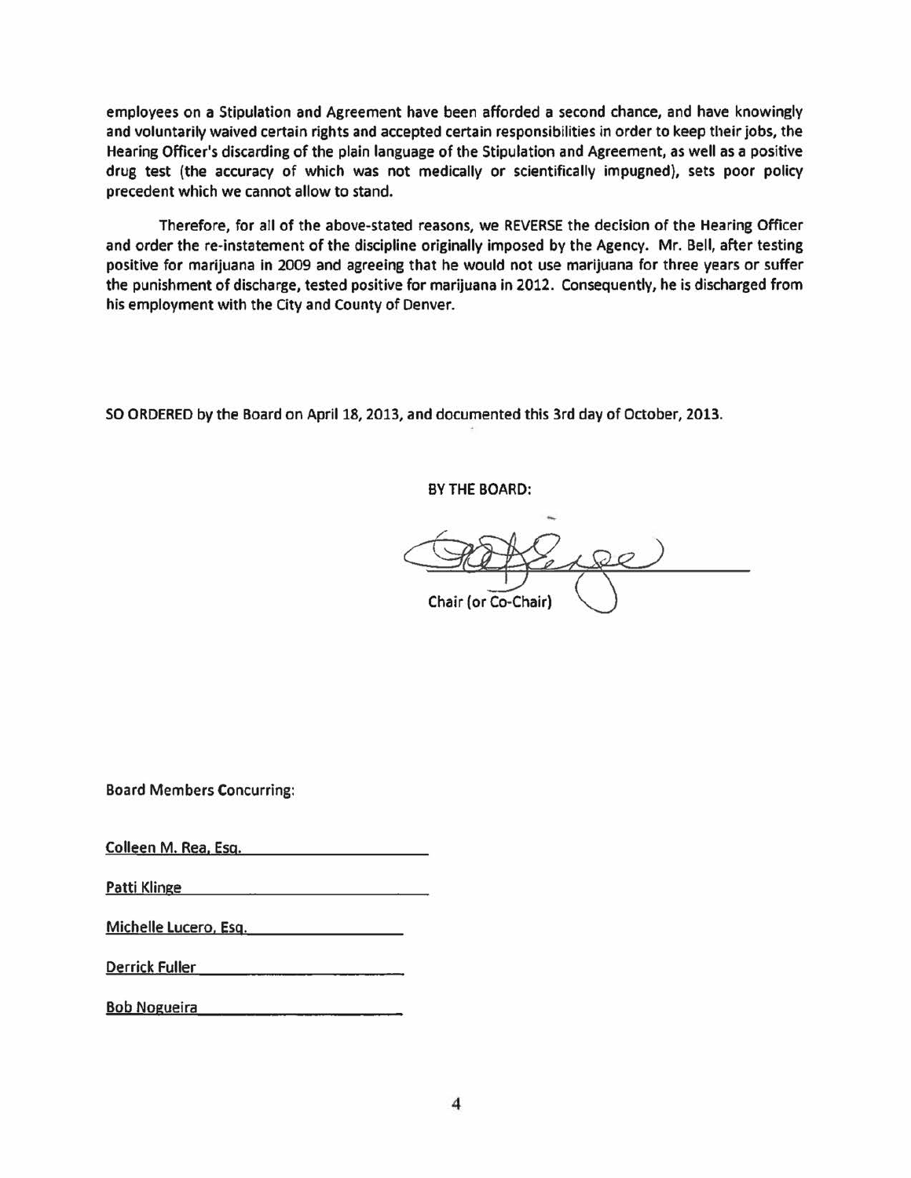employees on a Stipulation and Agreement have been afforded a second chance, and have knowingly and voluntarily waived certain rights and accepted certain responsibilities in order to keep their jobs, the Hearing Officer's discarding of the plain language of the Stipulation and Agreement, as well as a positive drug test (the accuracy of which was not medically or scientifically impugned), sets poor policy precedent which we cannot allow to stand.

Therefore, for all of the above-stated reasons, we REVERSE the decision of the Hearing Officer and order the re-instatement of the discipline originally imposed by the Agency. Mr. Bell, after testing positive for marijuana in 2009 and agreeing that he would not use marijuana for three years or suffer the punishment of discharge, tested positive for marijuana in 2012. Consequently, he is discharged from his employment with the City and County of Denver.

SO ORDERED by the Board on April 18, 2013, and documented this 3rd day of October, 2013.

BY THE BOARD:

Chair (or Co-Chair)

Board Members Concurring:

Colleen M. Rea, Esq.

Patti Klinge

Michelle Lucero, Esq.

Derrick Fuller

Bob Nogueira